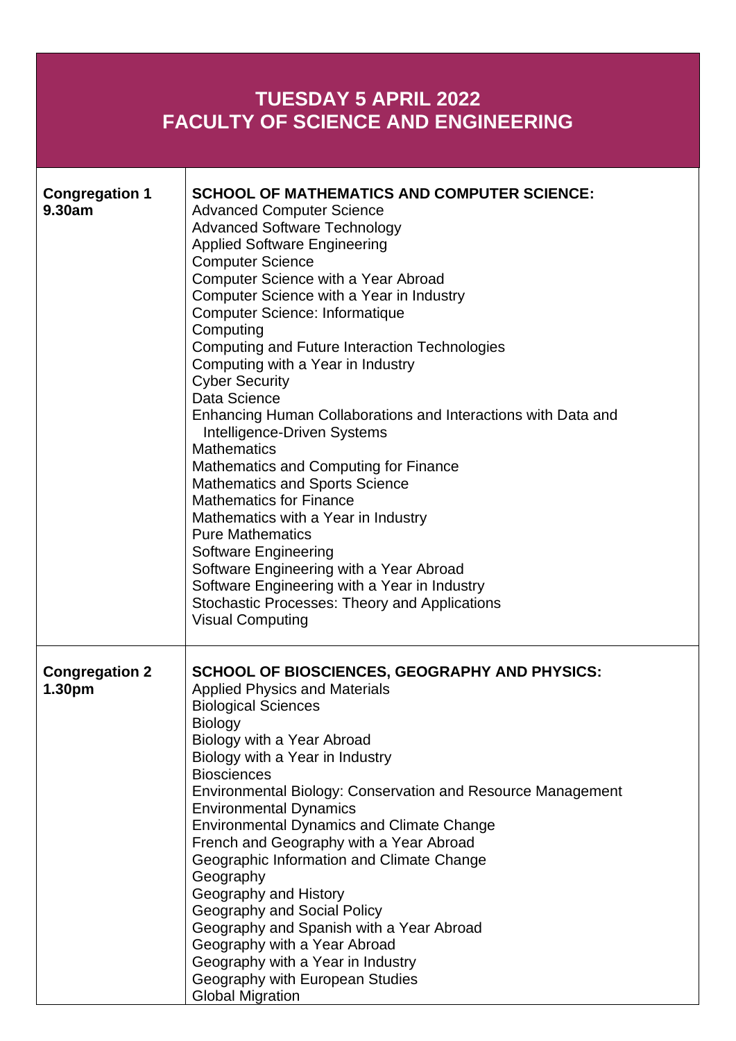# TUESDAY 5 APRIL 2022
# FACULTY OF SCIENCE AND ENGINEERING

| | |
|---|---|
| **Congregation 1**<br>**9.30am** | **SCHOOL OF MATHEMATICS AND COMPUTER SCIENCE:**<br>Advanced Computer Science<br>Advanced Software Technology<br>Applied Software Engineering<br>Computer Science<br>Computer Science with a Year Abroad<br>Computer Science with a Year in Industry<br>Computer Science: Informatique<br>Computing<br>Computing and Future Interaction Technologies<br>Computing with a Year in Industry<br>Cyber Security<br>Data Science<br>Enhancing Human Collaborations and Interactions with Data and Intelligence-Driven Systems<br>Mathematics<br>Mathematics and Computing for Finance<br>Mathematics and Sports Science<br>Mathematics for Finance<br>Mathematics with a Year in Industry<br>Pure Mathematics<br>Software Engineering<br>Software Engineering with a Year Abroad<br>Software Engineering with a Year in Industry<br>Stochastic Processes: Theory and Applications<br>Visual Computing |
| **Congregation 2**<br>**1.30pm** | **SCHOOL OF BIOSCIENCES, GEOGRAPHY AND PHYSICS:**<br>Applied Physics and Materials<br>Biological Sciences<br>Biology<br>Biology with a Year Abroad<br>Biology with a Year in Industry<br>Biosciences<br>Environmental Biology: Conservation and Resource Management<br>Environmental Dynamics<br>Environmental Dynamics and Climate Change<br>French and Geography with a Year Abroad<br>Geographic Information and Climate Change<br>Geography<br>Geography and History<br>Geography and Social Policy<br>Geography and Spanish with a Year Abroad<br>Geography with a Year Abroad<br>Geography with a Year in Industry<br>Geography with European Studies<br>Global Migration |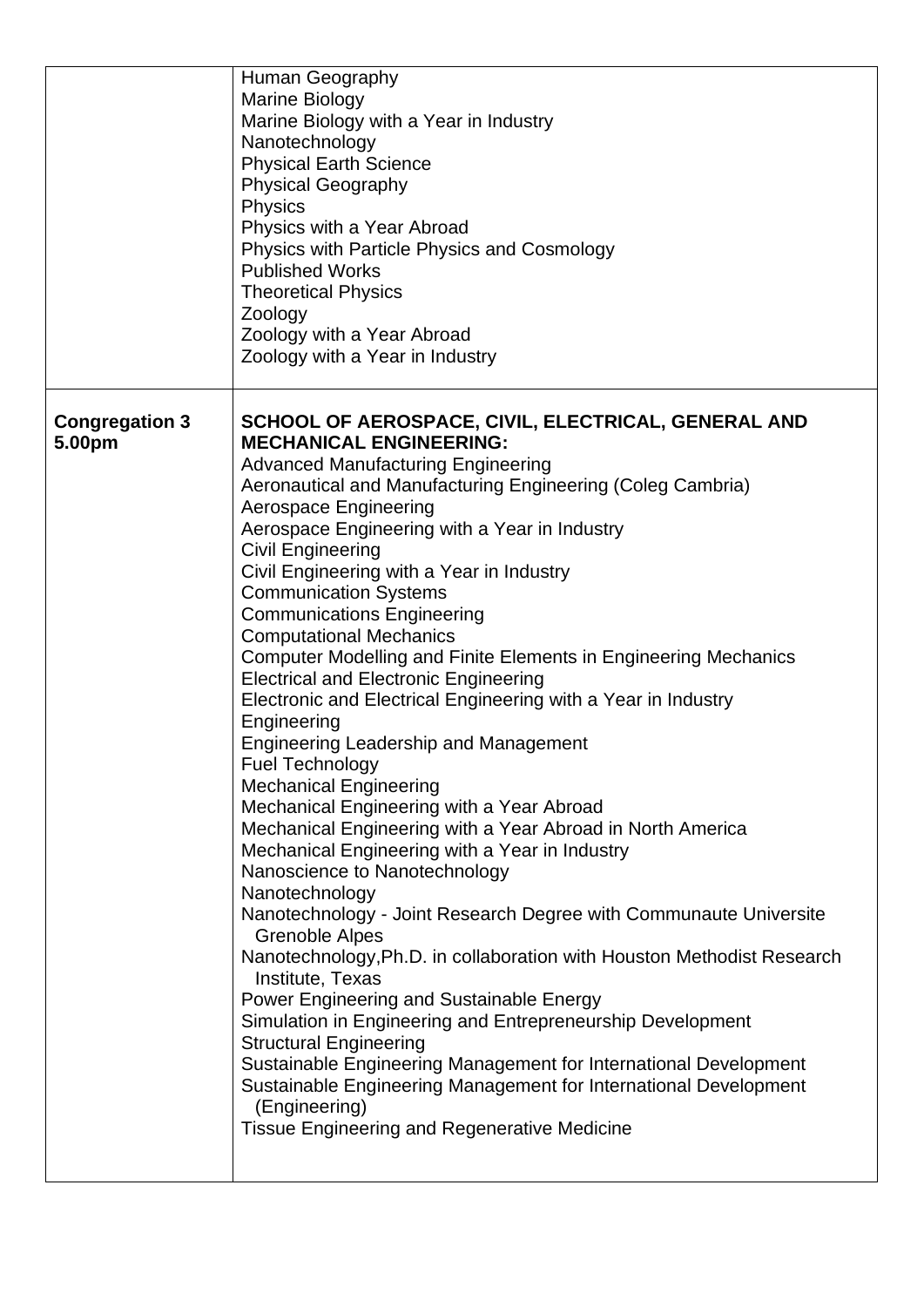| | |
|---|---|
| | Human Geography<br>Marine Biology<br>Marine Biology with a Year in Industry<br>Nanotechnology<br>Physical Earth Science<br>Physical Geography<br>Physics<br>Physics with a Year Abroad<br>Physics with Particle Physics and Cosmology<br>Published Works<br>Theoretical Physics<br>Zoology<br>Zoology with a Year Abroad<br>Zoology with a Year in Industry |
| **Congregation 3**<br>**5.00pm** | **SCHOOL OF AEROSPACE, CIVIL, ELECTRICAL, GENERAL AND MECHANICAL ENGINEERING:**<br>Advanced Manufacturing Engineering<br>Aeronautical and Manufacturing Engineering (Coleg Cambria)<br>Aerospace Engineering<br>Aerospace Engineering with a Year in Industry<br>Civil Engineering<br>Civil Engineering with a Year in Industry<br>Communication Systems<br>Communications Engineering<br>Computational Mechanics<br>Computer Modelling and Finite Elements in Engineering Mechanics<br>Electrical and Electronic Engineering<br>Electronic and Electrical Engineering with a Year in Industry<br>Engineering<br>Engineering Leadership and Management<br>Fuel Technology<br>Mechanical Engineering<br>Mechanical Engineering with a Year Abroad<br>Mechanical Engineering with a Year Abroad in North America<br>Mechanical Engineering with a Year in Industry<br>Nanoscience to Nanotechnology<br>Nanotechnology<br>Nanotechnology - Joint Research Degree with Communaute Universite Grenoble Alpes<br>Nanotechnology,Ph.D. in collaboration with Houston Methodist Research Institute, Texas<br>Power Engineering and Sustainable Energy<br>Simulation in Engineering and Entrepreneurship Development<br>Structural Engineering<br>Sustainable Engineering Management for International Development<br>Sustainable Engineering Management for International Development (Engineering)<br>Tissue Engineering and Regenerative Medicine |